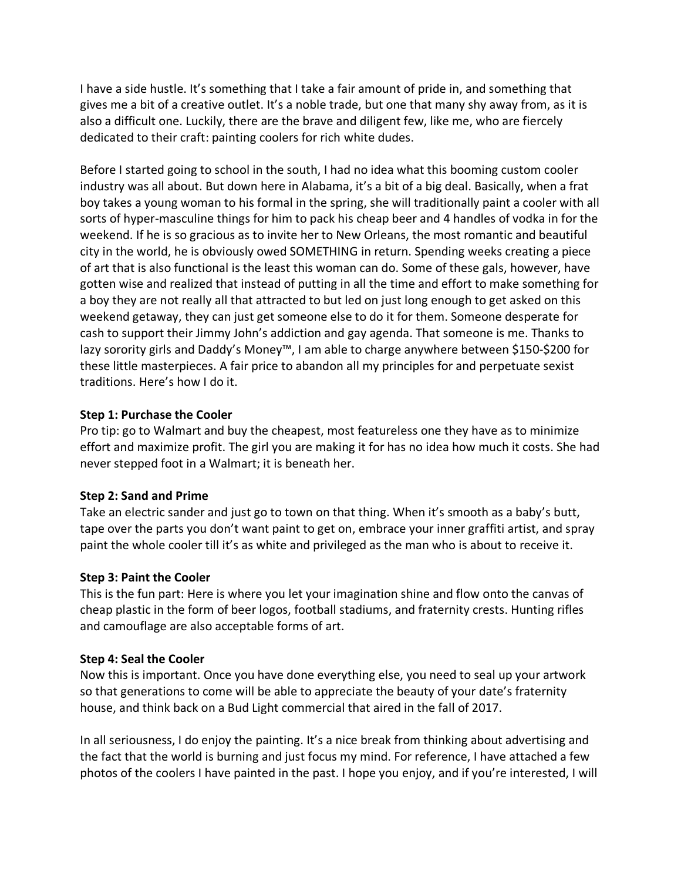I have a side hustle. It's something that I take a fair amount of pride in, and something that gives me a bit of a creative outlet. It's a noble trade, but one that many shy away from, as it is also a difficult one. Luckily, there are the brave and diligent few, like me, who are fiercely dedicated to their craft: painting coolers for rich white dudes.

Before I started going to school in the south, I had no idea what this booming custom cooler industry was all about. But down here in Alabama, it's a bit of a big deal. Basically, when a frat boy takes a young woman to his formal in the spring, she will traditionally paint a cooler with all sorts of hyper-masculine things for him to pack his cheap beer and 4 handles of vodka in for the weekend. If he is so gracious as to invite her to New Orleans, the most romantic and beautiful city in the world, he is obviously owed SOMETHING in return. Spending weeks creating a piece of art that is also functional is the least this woman can do. Some of these gals, however, have gotten wise and realized that instead of putting in all the time and effort to make something for a boy they are not really all that attracted to but led on just long enough to get asked on this weekend getaway, they can just get someone else to do it for them. Someone desperate for cash to support their Jimmy John's addiction and gay agenda. That someone is me. Thanks to lazy sorority girls and Daddy's Money™, I am able to charge anywhere between $150-$200 for these little masterpieces. A fair price to abandon all my principles for and perpetuate sexist traditions. Here's how I do it.

**Step 1: Purchase the Cooler**
Pro tip: go to Walmart and buy the cheapest, most featureless one they have as to minimize effort and maximize profit. The girl you are making it for has no idea how much it costs. She had never stepped foot in a Walmart; it is beneath her.

**Step 2: Sand and Prime**
Take an electric sander and just go to town on that thing. When it's smooth as a baby's butt, tape over the parts you don't want paint to get on, embrace your inner graffiti artist, and spray paint the whole cooler till it's as white and privileged as the man who is about to receive it.

**Step 3: Paint the Cooler**
This is the fun part: Here is where you let your imagination shine and flow onto the canvas of cheap plastic in the form of beer logos, football stadiums, and fraternity crests. Hunting rifles and camouflage are also acceptable forms of art.

**Step 4: Seal the Cooler**
Now this is important. Once you have done everything else, you need to seal up your artwork so that generations to come will be able to appreciate the beauty of your date's fraternity house, and think back on a Bud Light commercial that aired in the fall of 2017.

In all seriousness, I do enjoy the painting. It's a nice break from thinking about advertising and the fact that the world is burning and just focus my mind. For reference, I have attached a few photos of the coolers I have painted in the past. I hope you enjoy, and if you're interested, I will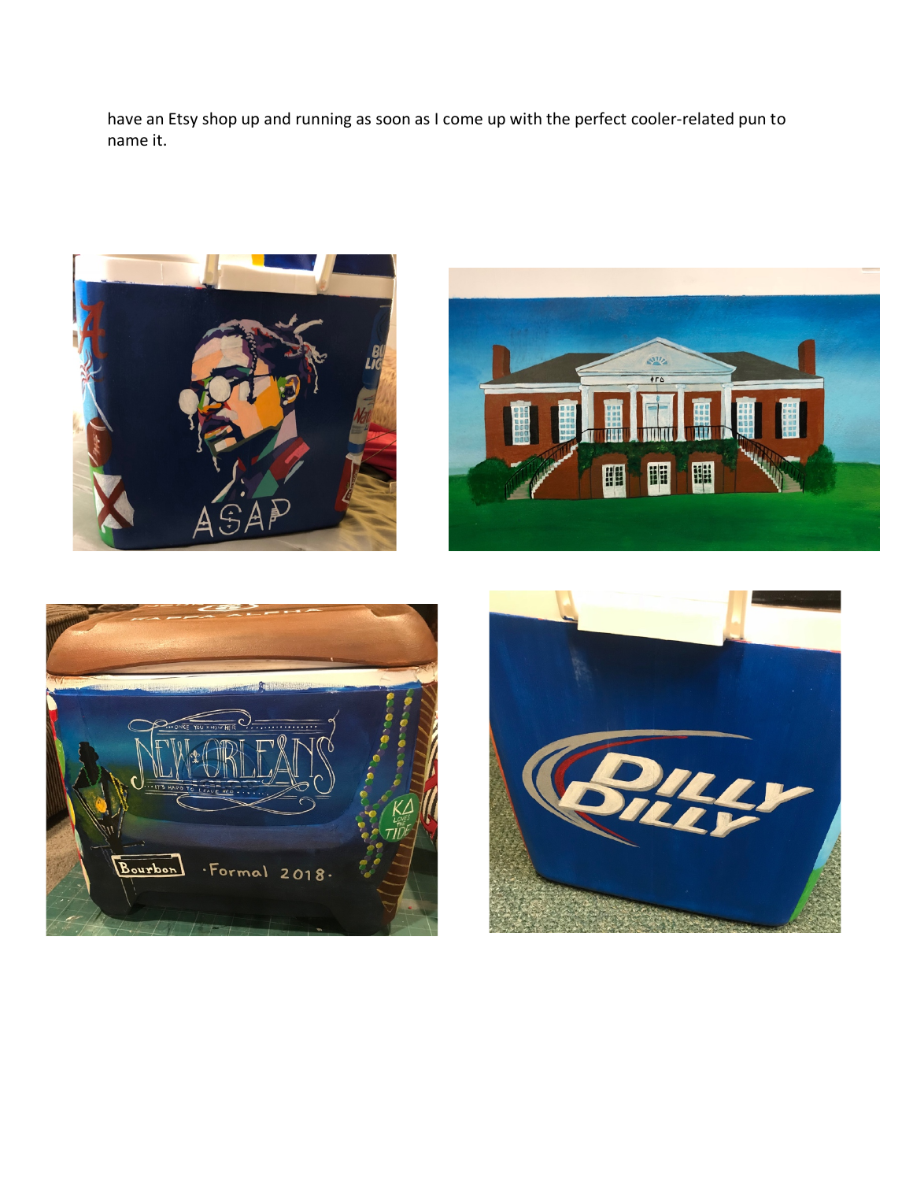have an Etsy shop up and running as soon as I come up with the perfect cooler-related pun to name it.